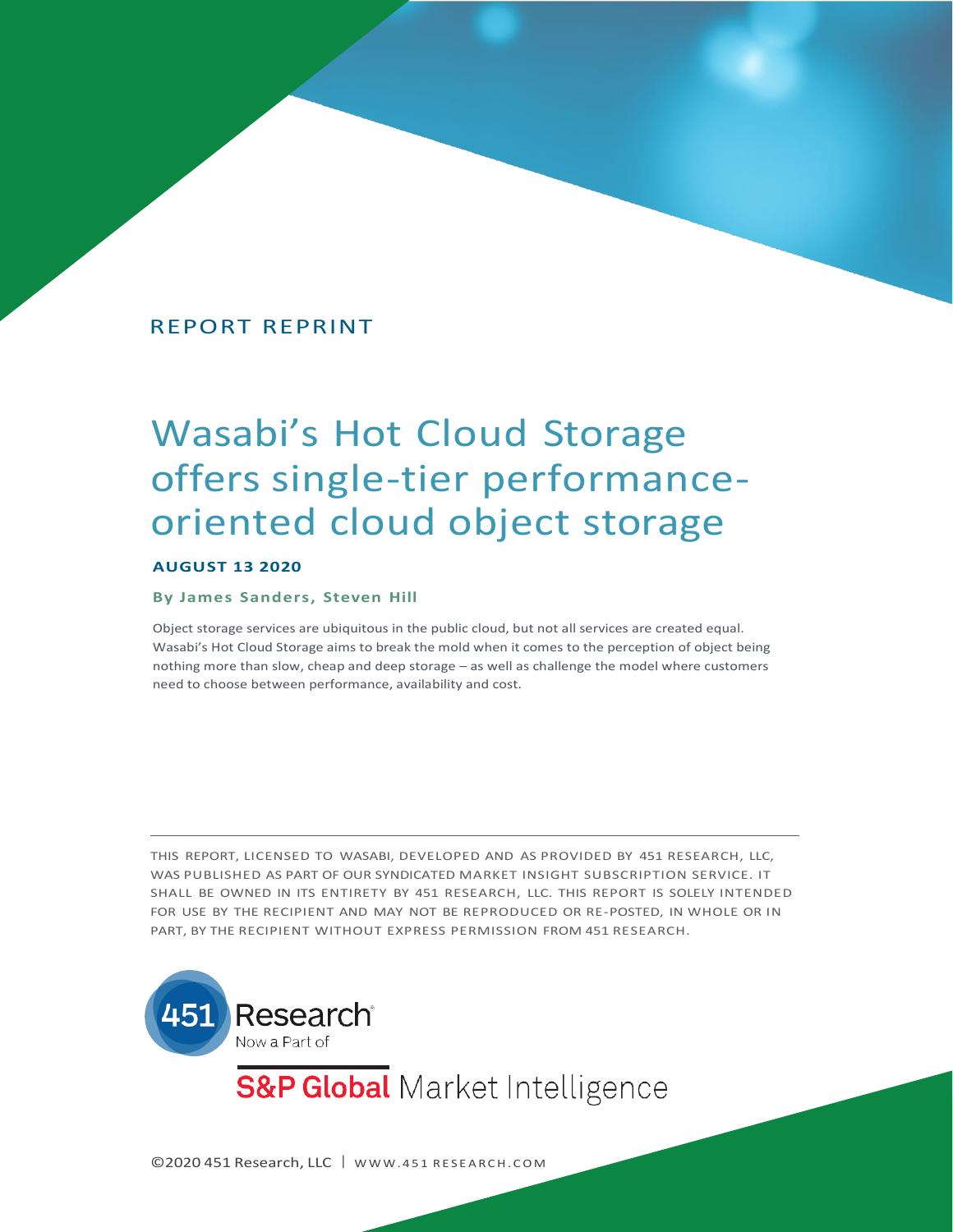REPORT REPRINT

# Wasabi's Hot Cloud Storage offers single-tier performance-oriented cloud object storage

**AUGUST 13 2020**

**By James Sanders, Steven Hill**

Object storage services are ubiquitous in the public cloud, but not all services are created equal. Wasabi's Hot Cloud Storage aims to break the mold when it comes to the perception of object being nothing more than slow, cheap and deep storage – as well as challenge the model where customers need to choose between performance, availability and cost.

---

THIS REPORT, LICENSED TO WASABI, DEVELOPED AND AS PROVIDED BY 451 RESEARCH, LLC, WAS PUBLISHED AS PART OF OUR SYNDICATED MARKET INSIGHT SUBSCRIPTION SERVICE. IT SHALL BE OWNED IN ITS ENTIRETY BY 451 RESEARCH, LLC. THIS REPORT IS SOLELY INTENDED FOR USE BY THE RECIPIENT AND MAY NOT BE REPRODUCED OR RE-POSTED, IN WHOLE OR IN PART, BY THE RECIPIENT WITHOUT EXPRESS PERMISSION FROM 451 RESEARCH.

451 Research Now a Part of S&P Global Market Intelligence

©2020 451 Research, LLC | WWW.451RESEARCH.COM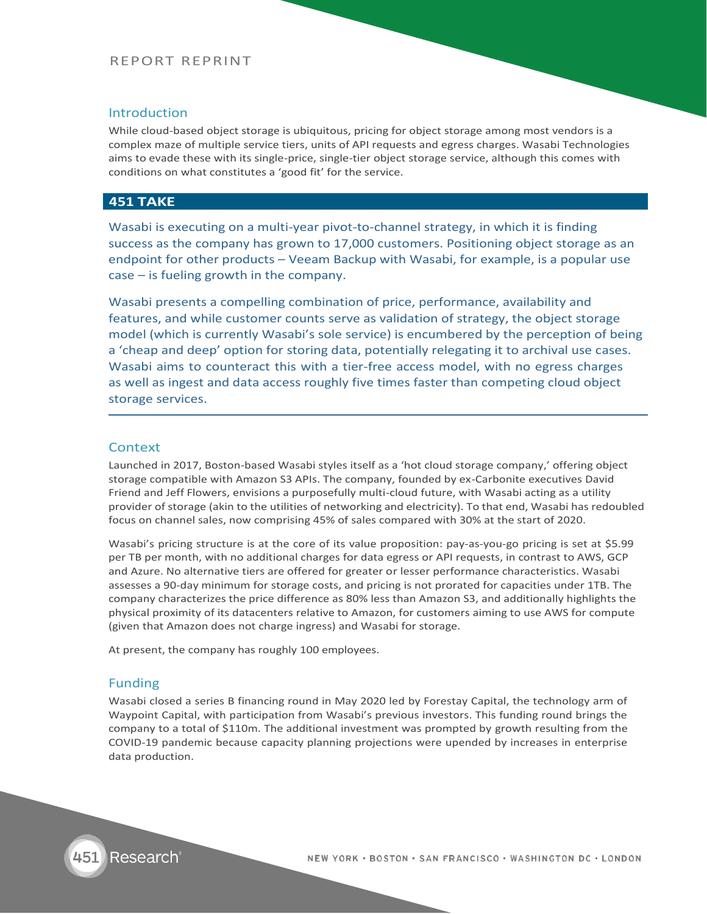## Introduction

While cloud-based object storage is ubiquitous, pricing for object storage among most vendors is a complex maze of multiple service tiers, units of API requests and egress charges. Wasabi Technologies aims to evade these with its single-price, single-tier object storage service, although this comes with conditions on what constitutes a 'good fit' for the service.

## 451 TAKE

Wasabi is executing on a multi-year pivot-to-channel strategy, in which it is finding success as the company has grown to 17,000 customers. Positioning object storage as an endpoint for other products – Veeam Backup with Wasabi, for example, is a popular use case – is fueling growth in the company.

Wasabi presents a compelling combination of price, performance, availability and features, and while customer counts serve as validation of strategy, the object storage model (which is currently Wasabi's sole service) is encumbered by the perception of being a 'cheap and deep' option for storing data, potentially relegating it to archival use cases. Wasabi aims to counteract this with a tier-free access model, with no egress charges as well as ingest and data access roughly five times faster than competing cloud object storage services.

## Context

Launched in 2017, Boston-based Wasabi styles itself as a 'hot cloud storage company,' offering object storage compatible with Amazon S3 APIs. The company, founded by ex-Carbonite executives David Friend and Jeff Flowers, envisions a purposefully multi-cloud future, with Wasabi acting as a utility provider of storage (akin to the utilities of networking and electricity). To that end, Wasabi has redoubled focus on channel sales, now comprising 45% of sales compared with 30% at the start of 2020.

Wasabi's pricing structure is at the core of its value proposition: pay-as-you-go pricing is set at $5.99 per TB per month, with no additional charges for data egress or API requests, in contrast to AWS, GCP and Azure. No alternative tiers are offered for greater or lesser performance characteristics. Wasabi assesses a 90-day minimum for storage costs, and pricing is not prorated for capacities under 1TB. The company characterizes the price difference as 80% less than Amazon S3, and additionally highlights the physical proximity of its datacenters relative to Amazon, for customers aiming to use AWS for compute (given that Amazon does not charge ingress) and Wasabi for storage.

At present, the company has roughly 100 employees.

## Funding

Wasabi closed a series B financing round in May 2020 led by Forestay Capital, the technology arm of Waypoint Capital, with participation from Wasabi's previous investors. This funding round brings the company to a total of $110m. The additional investment was prompted by growth resulting from the COVID-19 pandemic because capacity planning projections were upended by increases in enterprise data production.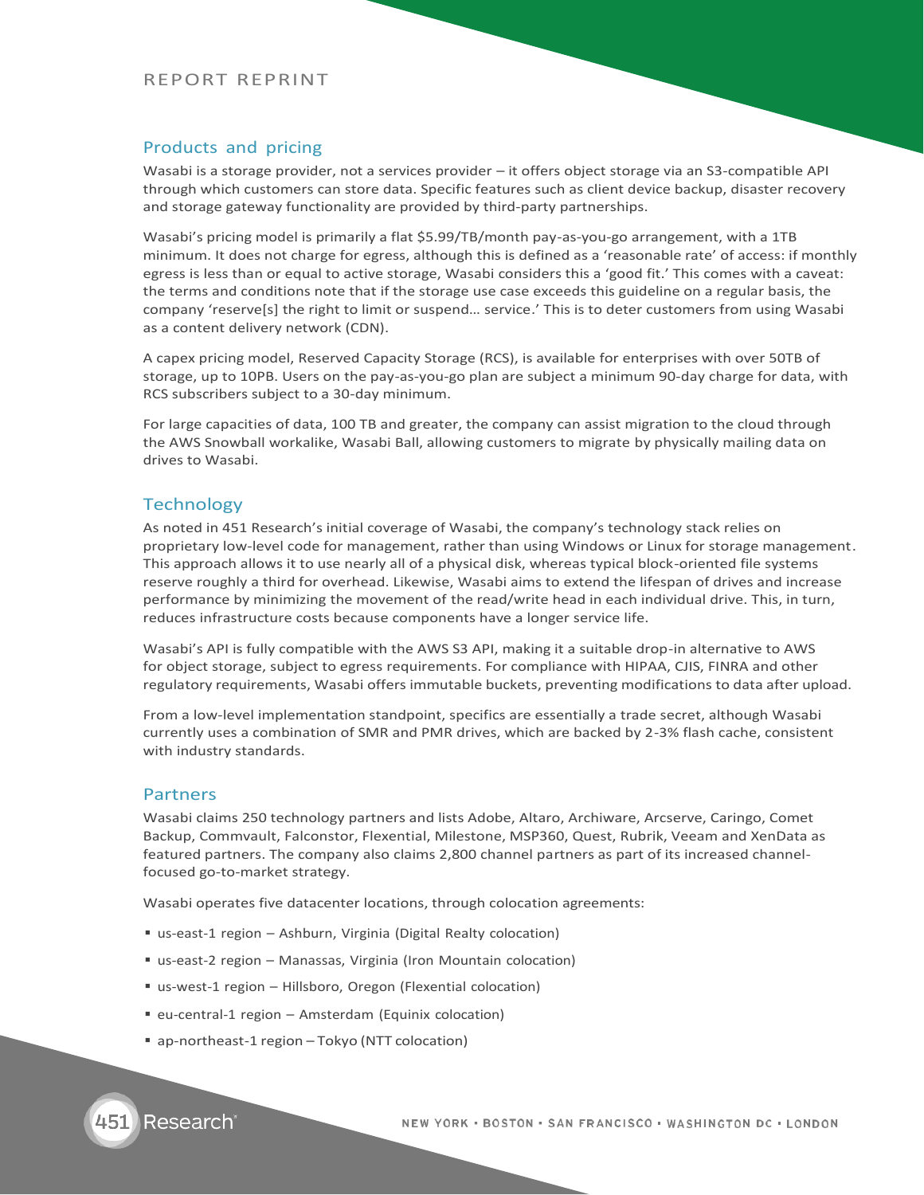## Products and pricing

Wasabi is a storage provider, not a services provider – it offers object storage via an S3-compatible API through which customers can store data. Specific features such as client device backup, disaster recovery and storage gateway functionality are provided by third-party partnerships.

Wasabi's pricing model is primarily a flat $5.99/TB/month pay-as-you-go arrangement, with a 1TB minimum. It does not charge for egress, although this is defined as a 'reasonable rate' of access: if monthly egress is less than or equal to active storage, Wasabi considers this a 'good fit.' This comes with a caveat: the terms and conditions note that if the storage use case exceeds this guideline on a regular basis, the company 'reserve[s] the right to limit or suspend… service.' This is to deter customers from using Wasabi as a content delivery network (CDN).

A capex pricing model, Reserved Capacity Storage (RCS), is available for enterprises with over 50TB of storage, up to 10PB. Users on the pay-as-you-go plan are subject a minimum 90-day charge for data, with RCS subscribers subject to a 30-day minimum.

For large capacities of data, 100 TB and greater, the company can assist migration to the cloud through the AWS Snowball workalike, Wasabi Ball, allowing customers to migrate by physically mailing data on drives to Wasabi.

## Technology

As noted in 451 Research's initial coverage of Wasabi, the company's technology stack relies on proprietary low-level code for management, rather than using Windows or Linux for storage management. This approach allows it to use nearly all of a physical disk, whereas typical block-oriented file systems reserve roughly a third for overhead. Likewise, Wasabi aims to extend the lifespan of drives and increase performance by minimizing the movement of the read/write head in each individual drive. This, in turn, reduces infrastructure costs because components have a longer service life.

Wasabi's API is fully compatible with the AWS S3 API, making it a suitable drop-in alternative to AWS for object storage, subject to egress requirements. For compliance with HIPAA, CJIS, FINRA and other regulatory requirements, Wasabi offers immutable buckets, preventing modifications to data after upload.

From a low-level implementation standpoint, specifics are essentially a trade secret, although Wasabi currently uses a combination of SMR and PMR drives, which are backed by 2-3% flash cache, consistent with industry standards.

## Partners

Wasabi claims 250 technology partners and lists Adobe, Altaro, Archiware, Arcserve, Caringo, Comet Backup, Commvault, Falconstor, Flexential, Milestone, MSP360, Quest, Rubrik, Veeam and XenData as featured partners. The company also claims 2,800 channel partners as part of its increased channel-focused go-to-market strategy.

Wasabi operates five datacenter locations, through colocation agreements:

- us-east-1 region – Ashburn, Virginia (Digital Realty colocation)
- us-east-2 region – Manassas, Virginia (Iron Mountain colocation)
- us-west-1 region – Hillsboro, Oregon (Flexential colocation)
- eu-central-1 region – Amsterdam (Equinix colocation)
- ap-northeast-1 region – Tokyo (NTT colocation)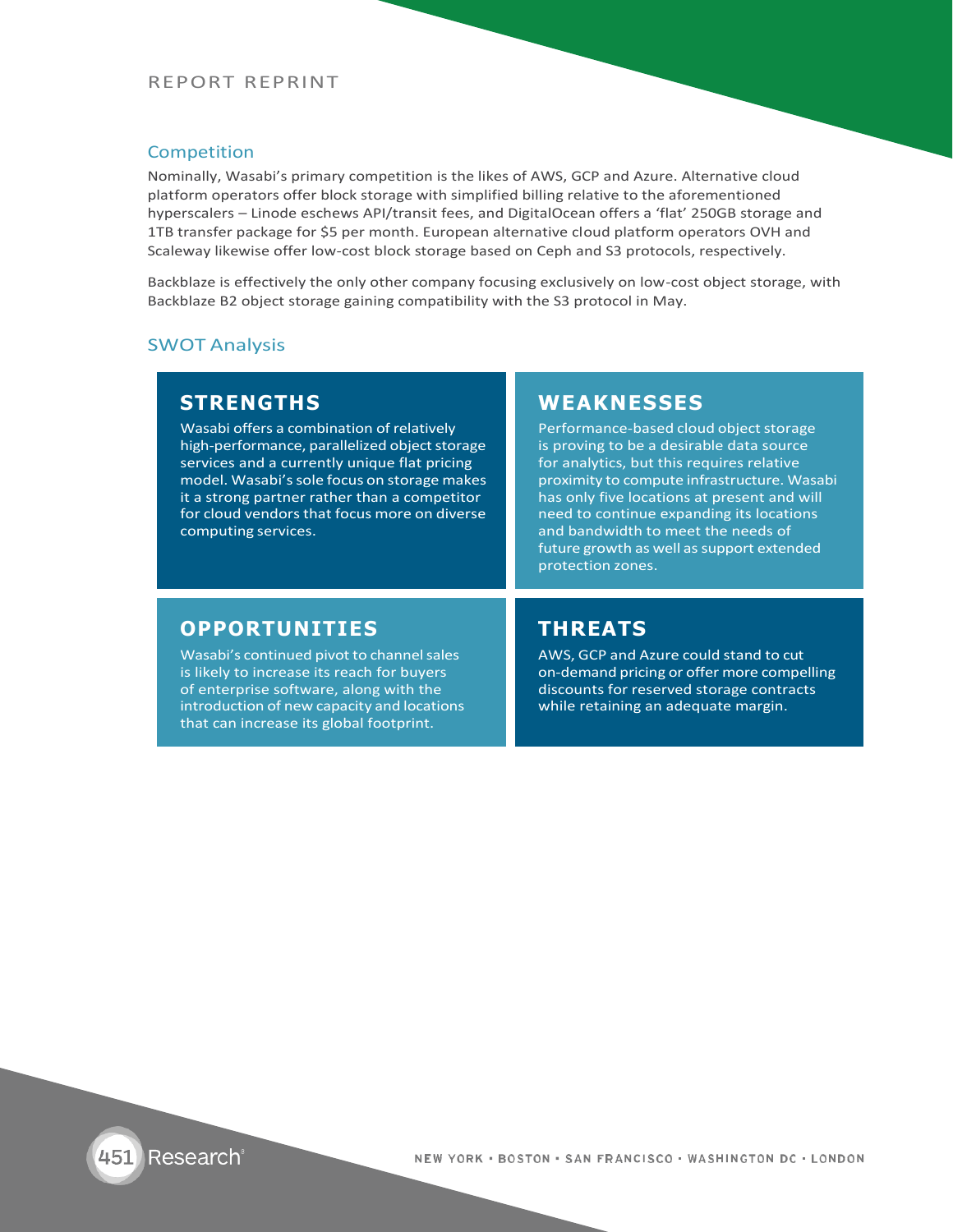## Competition

Nominally, Wasabi's primary competition is the likes of AWS, GCP and Azure. Alternative cloud platform operators offer block storage with simplified billing relative to the aforementioned hyperscalers – Linode eschews API/transit fees, and DigitalOcean offers a 'flat' 250GB storage and 1TB transfer package for $5 per month. European alternative cloud platform operators OVH and Scaleway likewise offer low-cost block storage based on Ceph and S3 protocols, respectively.

Backblaze is effectively the only other company focusing exclusively on low-cost object storage, with Backblaze B2 object storage gaining compatibility with the S3 protocol in May.

## SWOT Analysis

### STRENGTHS

Wasabi offers a combination of relatively high-performance, parallelized object storage services and a currently unique flat pricing model. Wasabi's sole focus on storage makes it a strong partner rather than a competitor for cloud vendors that focus more on diverse computing services.

### WEAKNESSES

Performance-based cloud object storage is proving to be a desirable data source for analytics, but this requires relative proximity to compute infrastructure. Wasabi has only five locations at present and will need to continue expanding its locations and bandwidth to meet the needs of future growth as well as support extended protection zones.

### OPPORTUNITIES

Wasabi's continued pivot to channel sales is likely to increase its reach for buyers of enterprise software, along with the introduction of new capacity and locations that can increase its global footprint.

### THREATS

AWS, GCP and Azure could stand to cut on-demand pricing or offer more compelling discounts for reserved storage contracts while retaining an adequate margin.